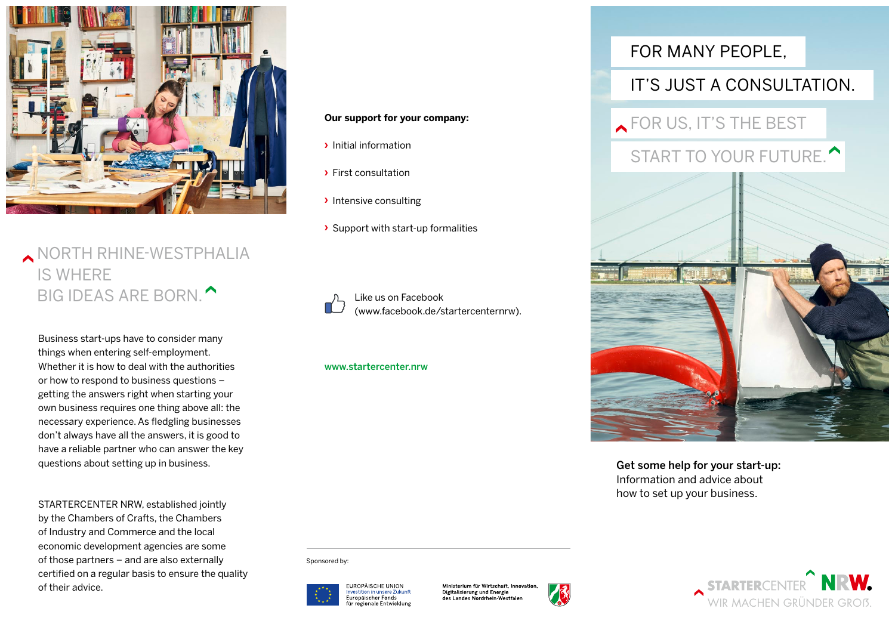# NORTH RHINE-WESTPHALIA IS WHERE BIG IDEAS ARE BORN.

Business start-ups have to consider many things when entering self-employment. Whether it is how to deal with the authorities or how to respond to business questions – getting the answers right when starting your own business requires one thing above all: the necessary experience. As fledgling businesses don't always have all the answers, it is good to have a reliable partner who can answer the key questions about setting up in business.

STARTERCENTER NRW, established jointly by the Chambers of Crafts, the Chambers of Industry and Commerce and the local economic development agencies are some of those partners – and are also externally certified on a regular basis to ensure the quality of their advice.

**Our support for your company:**

- Initial information
- First consultation
- Intensive consulting
- Support with start-up formalities

Like us on Facebook (www.facebook.de/startercenternrw).

www.startercenter.nrw

Sponsored by:

EUROPÄISCHE UNION
Investition in unsere Zukunft
Europäischer Fonds für regionale Entwicklung

Ministerium für Wirtschaft, Innovation, Digitalisierung und Energie des Landes Nordrhein-Westfalen

# FOR MANY PEOPLE, IT'S JUST A CONSULTATION.

# FOR US, IT'S THE BEST START TO YOUR FUTURE.

**Get some help for your start-up:**
Information and advice about how to set up your business.

STARTERCENTER NRW
WIR MACHEN GRÜNDER GROß.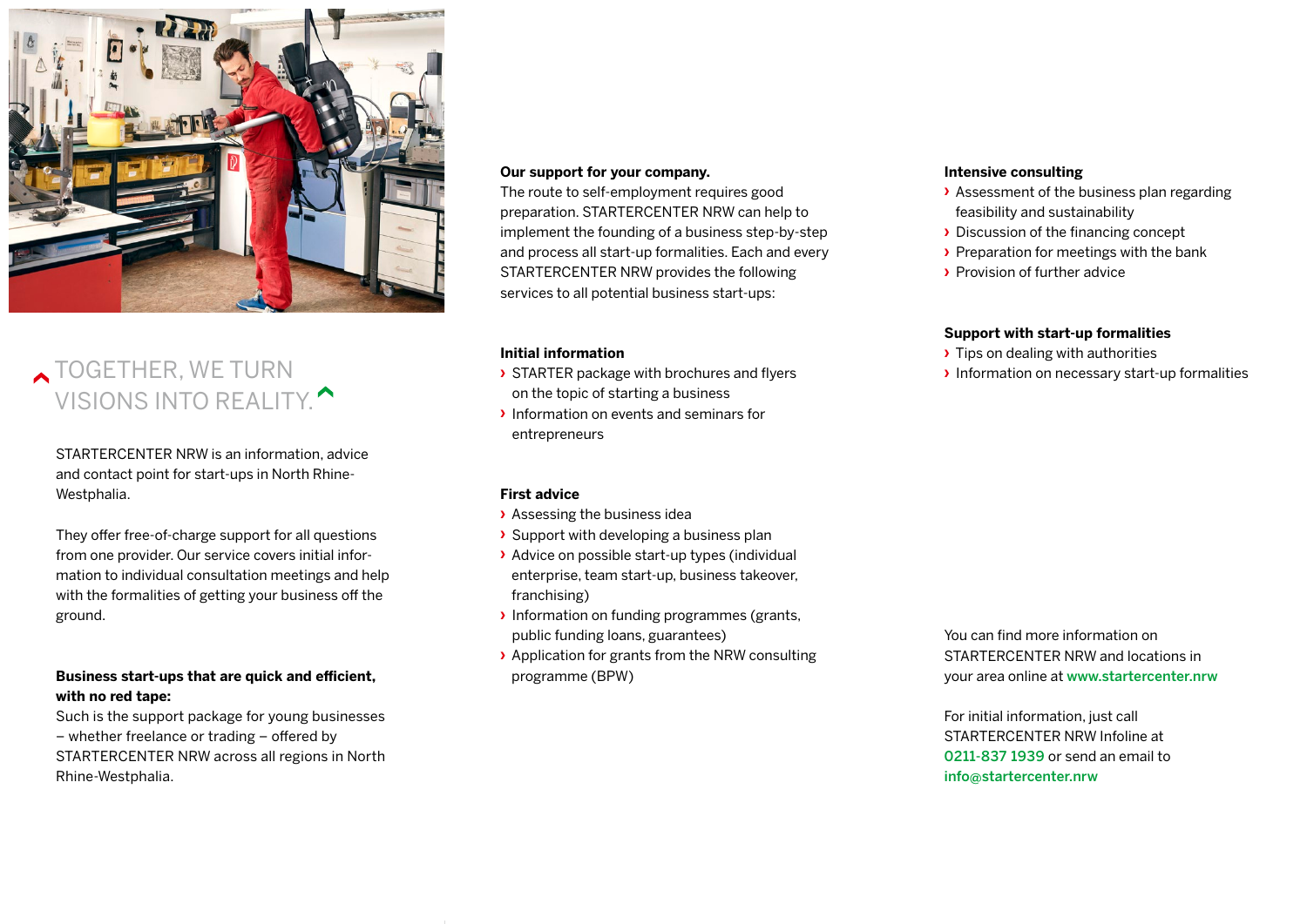# TOGETHER, WE TURN VISIONS INTO REALITY.

STARTERCENTER NRW is an information, advice and contact point for start-ups in North Rhine-Westphalia.

They offer free-of-charge support for all questions from one provider. Our service covers initial information to individual consultation meetings and help with the formalities of getting your business off the ground.

**Business start-ups that are quick and efficient, with no red tape:**
Such is the support package for young businesses – whether freelance or trading – offered by STARTERCENTER NRW across all regions in North Rhine-Westphalia.

**Our support for your company.**
The route to self-employment requires good preparation. STARTERCENTER NRW can help to implement the founding of a business step-by-step and process all start-up formalities. Each and every STARTERCENTER NRW provides the following services to all potential business start-ups:

**Initial information**
- STARTER package with brochures and flyers on the topic of starting a business
- Information on events and seminars for entrepreneurs

**First advice**
- Assessing the business idea
- Support with developing a business plan
- Advice on possible start-up types (individual enterprise, team start-up, business takeover, franchising)
- Information on funding programmes (grants, public funding loans, guarantees)
- Application for grants from the NRW consulting programme (BPW)

**Intensive consulting**
- Assessment of the business plan regarding feasibility and sustainability
- Discussion of the financing concept
- Preparation for meetings with the bank
- Provision of further advice

**Support with start-up formalities**
- Tips on dealing with authorities
- Information on necessary start-up formalities

You can find more information on STARTERCENTER NRW and locations in your area online at **www.startercenter.nrw**

For initial information, just call STARTERCENTER NRW Infoline at **0211-837 1939** or send an email to **info@startercenter.nrw**